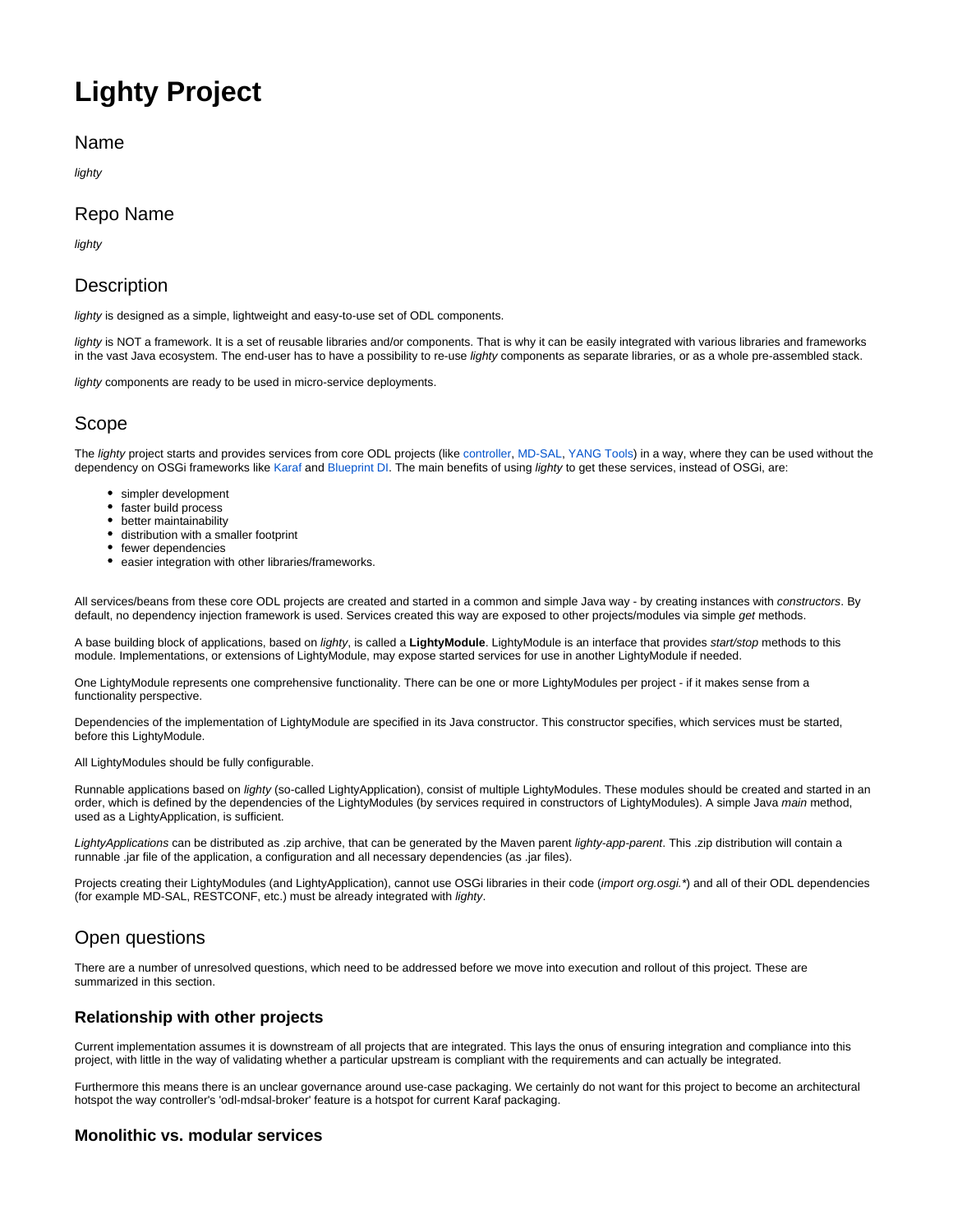# Lighty Project

## Name

*lighty*

## Repo Name

*lighty*

## Description

*lighty* is designed as a simple, lightweight and easy-to-use set of ODL components.

*lighty* is NOT a framework. It is a set of reusable libraries and/or components. That is why it can be easily integrated with various libraries and frameworks in the vast Java ecosystem. The end-user has to have a possibility to re-use *lighty* components as separate libraries, or as a whole pre-assembled stack.

*lighty* components are ready to be used in micro-service deployments.

## Scope

The *lighty* project starts and provides services from core ODL projects (like controller, MD-SAL, YANG Tools) in a way, where they can be used without the dependency on OSGi frameworks like Karaf and Blueprint DI. The main benefits of using *lighty* to get these services, instead of OSGi, are:

- simpler development
- faster build process
- better maintainability
- distribution with a smaller footprint
- fewer dependencies
- easier integration with other libraries/frameworks.

All services/beans from these core ODL projects are created and started in a common and simple Java way - by creating instances with *constructors*. By default, no dependency injection framework is used. Services created this way are exposed to other projects/modules via simple *get* methods.

A base building block of applications, based on *lighty*, is called a **LightyModule**. LightyModule is an interface that provides *start/stop* methods to this module. Implementations, or extensions of LightyModule, may expose started services for use in another LightyModule if needed.

One LightyModule represents one comprehensive functionality. There can be one or more LightyModules per project - if it makes sense from a functionality perspective.

Dependencies of the implementation of LightyModule are specified in its Java constructor. This constructor specifies, which services must be started, before this LightyModule.

All LightyModules should be fully configurable.

Runnable applications based on *lighty* (so-called LightyApplication), consist of multiple LightyModules. These modules should be created and started in an order, which is defined by the dependencies of the LightyModules (by services required in constructors of LightyModules). A simple Java *main* method, used as a LightyApplication, is sufficient.

*LightyApplications* can be distributed as .zip archive, that can be generated by the Maven parent *lighty-app-parent*. This .zip distribution will contain a runnable .jar file of the application, a configuration and all necessary dependencies (as .jar files).

Projects creating their LightyModules (and LightyApplication), cannot use OSGi libraries in their code (*import org.osgi.**) and all of their ODL dependencies (for example MD-SAL, RESTCONF, etc.) must be already integrated with *lighty*.

## Open questions

There are a number of unresolved questions, which need to be addressed before we move into execution and rollout of this project. These are summarized in this section.

### Relationship with other projects

Current implementation assumes it is downstream of all projects that are integrated. This lays the onus of ensuring integration and compliance into this project, with little in the way of validating whether a particular upstream is compliant with the requirements and can actually be integrated.

Furthermore this means there is an unclear governance around use-case packaging. We certainly do not want for this project to become an architectural hotspot the way controller's 'odl-mdsal-broker' feature is a hotspot for current Karaf packaging.

### Monolithic vs. modular services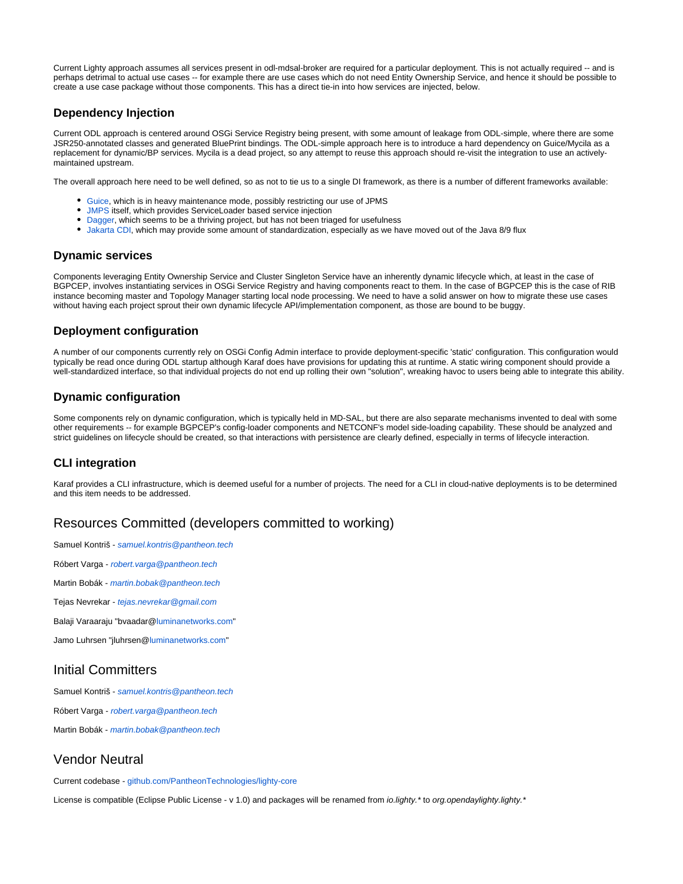Current Lighty approach assumes all services present in odl-mdsal-broker are required for a particular deployment. This is not actually required -- and is perhaps detrimal to actual use cases -- for example there are use cases which do not need Entity Ownership Service, and hence it should be possible to create a use case package without those components. This has a direct tie-in into how services are injected, below.

### Dependency Injection

Current ODL approach is centered around OSGi Service Registry being present, with some amount of leakage from ODL-simple, where there are some JSR250-annotated classes and generated BluePrint bindings. The ODL-simple approach here is to introduce a hard dependency on Guice/Mycila as a replacement for dynamic/BP services. Mycila is a dead project, so any attempt to reuse this approach should re-visit the integration to use an actively-maintained upstream.

The overall approach here need to be well defined, so as not to tie us to a single DI framework, as there is a number of different frameworks available:

- Guice, which is in heavy maintenance mode, possibly restricting our use of JPMS
- JMPS itself, which provides ServiceLoader based service injection
- Dagger, which seems to be a thriving project, but has not been triaged for usefulness
- Jakarta CDI, which may provide some amount of standardization, especially as we have moved out of the Java 8/9 flux

### Dynamic services

Components leveraging Entity Ownership Service and Cluster Singleton Service have an inherently dynamic lifecycle which, at least in the case of BGPCEP, involves instantiating services in OSGi Service Registry and having components react to them. In the case of BGPCEP this is the case of RIB instance becoming master and Topology Manager starting local node processing. We need to have a solid answer on how to migrate these use cases without having each project sprout their own dynamic lifecycle API/implementation component, as those are bound to be buggy.

### Deployment configuration

A number of our components currently rely on OSGi Config Admin interface to provide deployment-specific 'static' configuration. This configuration would typically be read once during ODL startup although Karaf does have provisions for updating this at runtime. A static wiring component should provide a well-standardized interface, so that individual projects do not end up rolling their own "solution", wreaking havoc to users being able to integrate this ability.

### Dynamic configuration

Some components rely on dynamic configuration, which is typically held in MD-SAL, but there are also separate mechanisms invented to deal with some other requirements -- for example BGPCEP's config-loader components and NETCONF's model side-loading capability. These should be analyzed and strict guidelines on lifecycle should be created, so that interactions with persistence are clearly defined, especially in terms of lifecycle interaction.

### CLI integration

Karaf provides a CLI infrastructure, which is deemed useful for a number of projects. The need for a CLI in cloud-native deployments is to be determined and this item needs to be addressed.

## Resources Committed (developers committed to working)

Samuel Kontriš - *samuel.kontris@pantheon.tech*

Róbert Varga - *robert.varga@pantheon.tech*

Martin Bobák - *martin.bobak@pantheon.tech*

Tejas Nevrekar - *tejas.nevrekar@gmail.com*

Balaji Varaaraju "bvaadar@luminanetworks.com"

Jamo Luhrsen "jluhrsen@luminanetworks.com"

## Initial Committers

Samuel Kontriš - *samuel.kontris@pantheon.tech*

Róbert Varga - *robert.varga@pantheon.tech*

Martin Bobák - *martin.bobak@pantheon.tech*

## Vendor Neutral

Current codebase - github.com/PantheonTechnologies/lighty-core

License is compatible (Eclipse Public License - v 1.0) and packages will be renamed from *io.lighty.** to *org.opendaylighty.lighty.**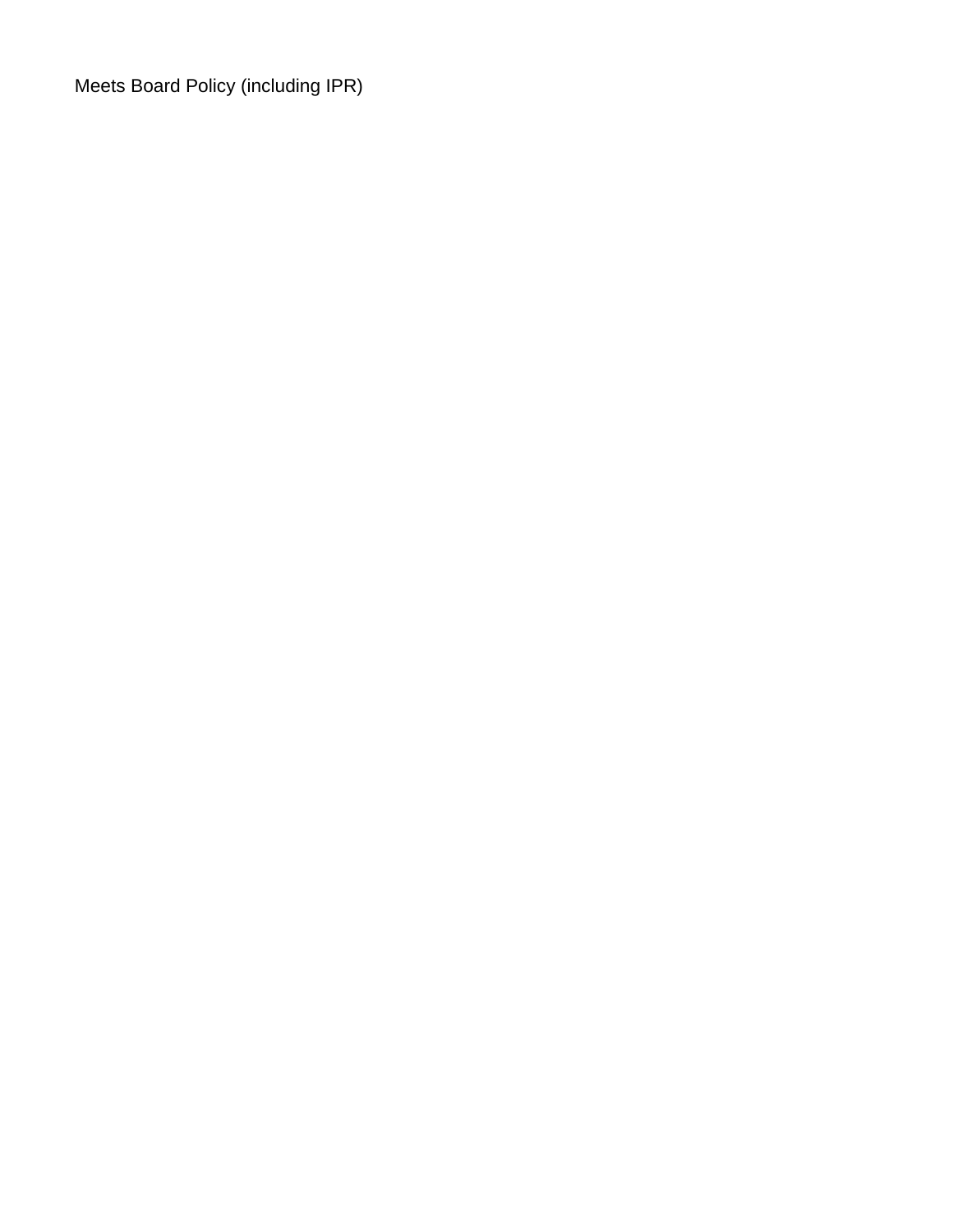Meets Board Policy (including IPR)